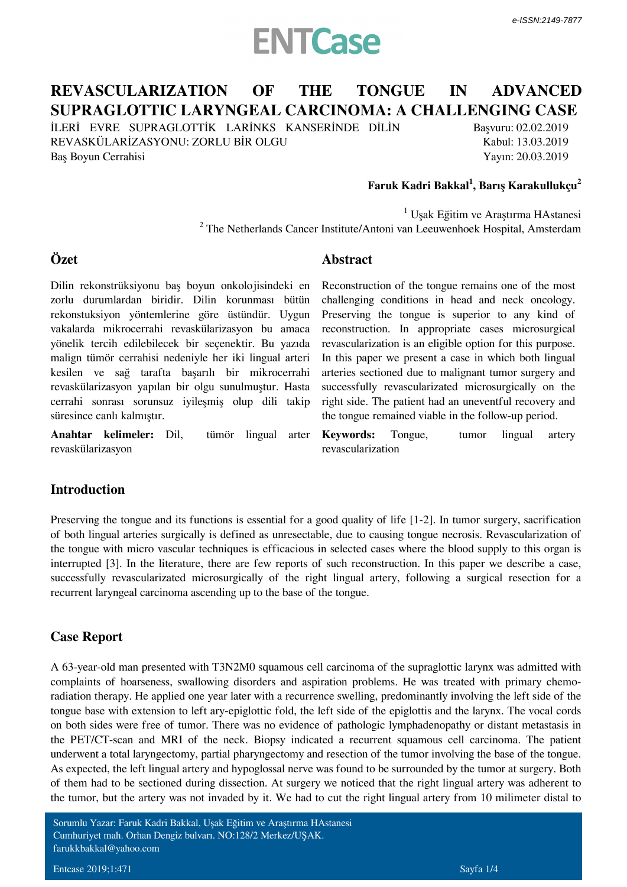# REVASCULARIZATION OF THE TONGUE IN ADVANCED SUPRAGLOTTIC LARYNGEAL CARCINOMA: A CHALLENGING CASE

İLERİ EVRE SUPRAGLOTTİK LARİNKS KANSERİNDE DİLİN REVASKÜLARİZASYONU: ZORLU BİR OLGU

Baş Boyun Cerrahisi

Başvuru: 02.02.2019
Kabul: 13.03.2019
Yayın: 20.03.2019

**Faruk Kadri Bakkal[1], Barış Karakullukçu[2]**

[1] Uşak Eğitim ve Araştırma HAstanesi
[2] The Netherlands Cancer Institute/Antoni van Leeuwenhoek Hospital, Amsterdam

## Özet

Dilin rekonstrüksiyonu baş boyun onkolojisindeki en zorlu durumlardan biridir. Dilin korunması bütün rekonstuksiyon yöntemlerine göre üstündür. Uygun vakalarda mikrocerrahi revaskülarizasyon bu amaca yönelik tercih edilebilecek bir seçenektir. Bu yazıda malign tümör cerrahisi nedeniyle her iki lingual arteri kesilen ve sağ tarafta başarılı bir mikrocerrahi revaskülarizasyon yapılan bir olgu sunulmuştur. Hasta cerrahi sonrası sorunsuz iyileşmiş olup dili takip süresince canlı kalmıştır.

**Anahtar kelimeler:** Dil, tümör lingual arter revaskülarizasyon

## Abstract

Reconstruction of the tongue remains one of the most challenging conditions in head and neck oncology. Preserving the tongue is superior to any kind of reconstruction. In appropriate cases microsurgical revascularization is an eligible option for this purpose. In this paper we present a case in which both lingual arteries sectioned due to malignant tumor surgery and successfully revascularizated microsurgically on the right side. The patient had an uneventful recovery and the tongue remained viable in the follow-up period.

**Keywords:** Tongue, tumor lingual artery revascularization

## Introduction

Preserving the tongue and its functions is essential for a good quality of life [1-2]. In tumor surgery, sacrification of both lingual arteries surgically is defined as unresectable, due to causing tongue necrosis. Revascularization of the tongue with micro vascular techniques is efficacious in selected cases where the blood supply to this organ is interrupted [3]. In the literature, there are few reports of such reconstruction. In this paper we describe a case, successfully revascularizated microsurgically of the right lingual artery, following a surgical resection for a recurrent laryngeal carcinoma ascending up to the base of the tongue.

## Case Report

A 63-year-old man presented with T3N2M0 squamous cell carcinoma of the supraglottic larynx was admitted with complaints of hoarseness, swallowing disorders and aspiration problems. He was treated with primary chemo-radiation therapy. He applied one year later with a recurrence swelling, predominantly involving the left side of the tongue base with extension to left ary-epiglottic fold, the left side of the epiglottis and the larynx. The vocal cords on both sides were free of tumor. There was no evidence of pathologic lymphadenopathy or distant metastasis in the PET/CT-scan and MRI of the neck. Biopsy indicated a recurrent squamous cell carcinoma. The patient underwent a total laryngectomy, partial pharyngectomy and resection of the tumor involving the base of the tongue. As expected, the left lingual artery and hypoglossal nerve was found to be surrounded by the tumor at surgery. Both of them had to be sectioned during dissection. At surgery we noticed that the right lingual artery was adherent to the tumor, but the artery was not invaded by it. We had to cut the right lingual artery from 10 milimeter distal to

Sorumlu Yazar: Faruk Kadri Bakkal, Uşak Eğitim ve Araştırma HAstanesi
Cumhuriyet mah. Orhan Dengiz bulvarı. NO:128/2 Merkez/UŞAK.
farukkbakkal@yahoo.com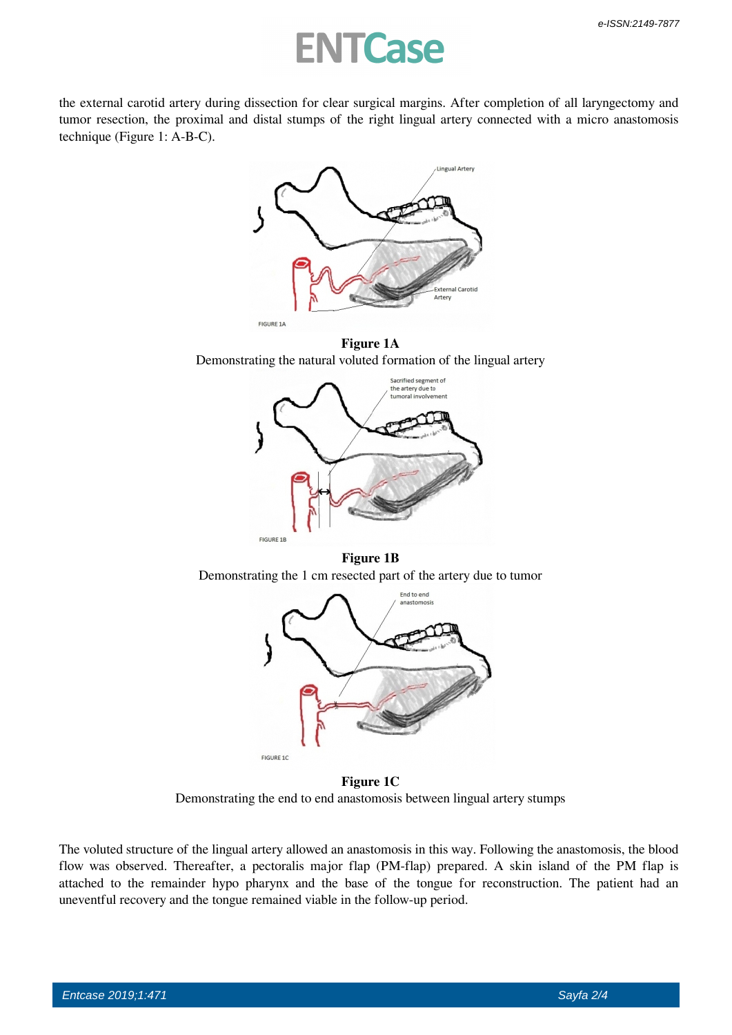the external carotid artery during dissection for clear surgical margins. After completion of all laryngectomy and tumor resection, the proximal and distal stumps of the right lingual artery connected with a micro anastomosis technique (Figure 1: A-B-C).

**Figure 1A**

Demonstrating the natural voluted formation of the lingual artery

**Figure 1B**

Demonstrating the 1 cm resected part of the artery due to tumor

**Figure 1C**

Demonstrating the end to end anastomosis between lingual artery stumps

The voluted structure of the lingual artery allowed an anastomosis in this way. Following the anastomosis, the blood flow was observed. Thereafter, a pectoralis major flap (PM-flap) prepared. A skin island of the PM flap is attached to the remainder hypo pharynx and the base of the tongue for reconstruction. The patient had an uneventful recovery and the tongue remained viable in the follow-up period.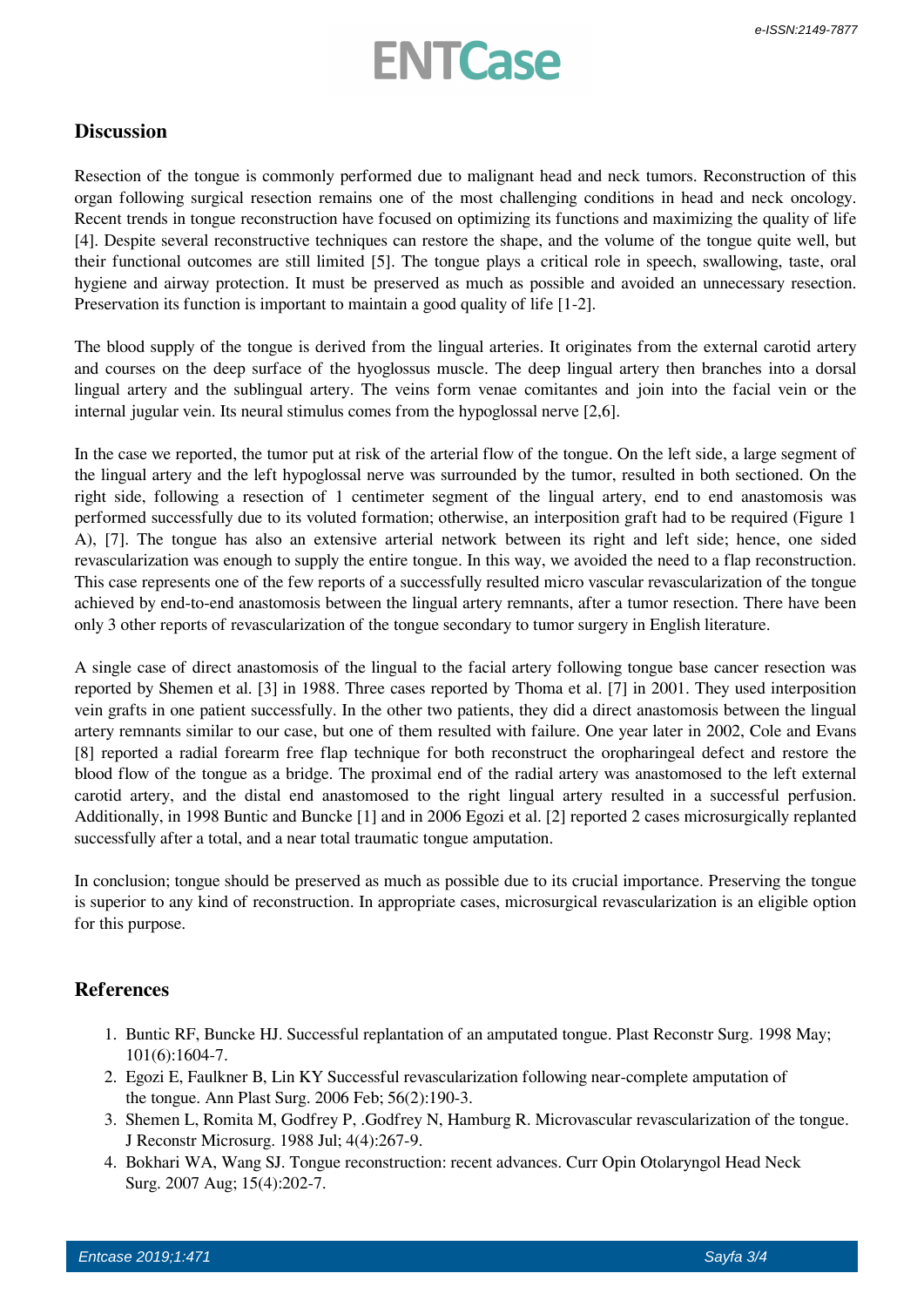## Discussion

Resection of the tongue is commonly performed due to malignant head and neck tumors. Reconstruction of this organ following surgical resection remains one of the most challenging conditions in head and neck oncology. Recent trends in tongue reconstruction have focused on optimizing its functions and maximizing the quality of life [4]. Despite several reconstructive techniques can restore the shape, and the volume of the tongue quite well, but their functional outcomes are still limited [5]. The tongue plays a critical role in speech, swallowing, taste, oral hygiene and airway protection. It must be preserved as much as possible and avoided an unnecessary resection. Preservation its function is important to maintain a good quality of life [1-2].

The blood supply of the tongue is derived from the lingual arteries. It originates from the external carotid artery and courses on the deep surface of the hyoglossus muscle. The deep lingual artery then branches into a dorsal lingual artery and the sublingual artery. The veins form venae comitantes and join into the facial vein or the internal jugular vein. Its neural stimulus comes from the hypoglossal nerve [2,6].

In the case we reported, the tumor put at risk of the arterial flow of the tongue. On the left side, a large segment of the lingual artery and the left hypoglossal nerve was surrounded by the tumor, resulted in both sectioned. On the right side, following a resection of 1 centimeter segment of the lingual artery, end to end anastomosis was performed successfully due to its voluted formation; otherwise, an interposition graft had to be required (Figure 1 A), [7]. The tongue has also an extensive arterial network between its right and left side; hence, one sided revascularization was enough to supply the entire tongue. In this way, we avoided the need to a flap reconstruction. This case represents one of the few reports of a successfully resulted micro vascular revascularization of the tongue achieved by end-to-end anastomosis between the lingual artery remnants, after a tumor resection. There have been only 3 other reports of revascularization of the tongue secondary to tumor surgery in English literature.

A single case of direct anastomosis of the lingual to the facial artery following tongue base cancer resection was reported by Shemen et al. [3] in 1988. Three cases reported by Thoma et al. [7] in 2001. They used interposition vein grafts in one patient successfully. In the other two patients, they did a direct anastomosis between the lingual artery remnants similar to our case, but one of them resulted with failure. One year later in 2002, Cole and Evans [8] reported a radial forearm free flap technique for both reconstruct the oropharingeal defect and restore the blood flow of the tongue as a bridge. The proximal end of the radial artery was anastomosed to the left external carotid artery, and the distal end anastomosed to the right lingual artery resulted in a successful perfusion. Additionally, in 1998 Buntic and Buncke [1] and in 2006 Egozi et al. [2] reported 2 cases microsurgically replanted successfully after a total, and a near total traumatic tongue amputation.

In conclusion; tongue should be preserved as much as possible due to its crucial importance. Preserving the tongue is superior to any kind of reconstruction. In appropriate cases, microsurgical revascularization is an eligible option for this purpose.

## References

1. Buntic RF, Buncke HJ. Successful replantation of an amputated tongue. Plast Reconstr Surg. 1998 May; 101(6):1604-7.
2. Egozi E, Faulkner B, Lin KY Successful revascularization following near-complete amputation of the tongue. Ann Plast Surg. 2006 Feb; 56(2):190-3.
3. Shemen L, Romita M, Godfrey P, .Godfrey N, Hamburg R. Microvascular revascularization of the tongue. J Reconstr Microsurg. 1988 Jul; 4(4):267-9.
4. Bokhari WA, Wang SJ. Tongue reconstruction: recent advances. Curr Opin Otolaryngol Head Neck Surg. 2007 Aug; 15(4):202-7.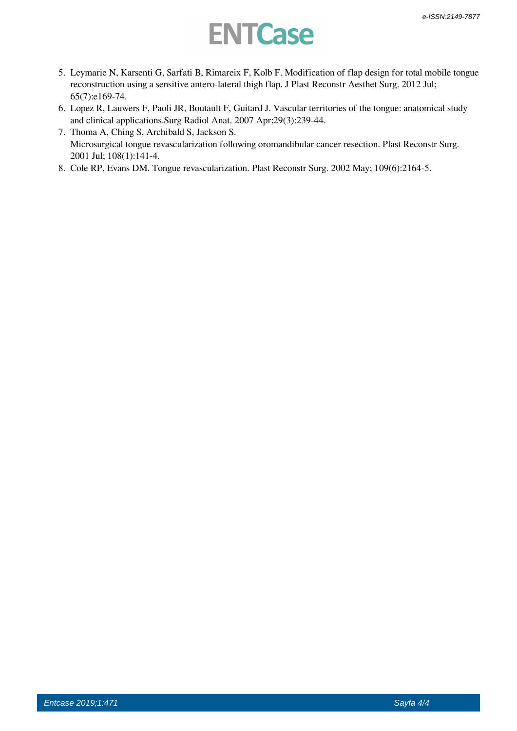5. Leymarie N, Karsenti G, Sarfati B, Rimareix F, Kolb F. Modification of flap design for total mobile tongue reconstruction using a sensitive antero-lateral thigh flap. J Plast Reconstr Aesthet Surg. 2012 Jul; 65(7):e169-74.
6. Lopez R, Lauwers F, Paoli JR, Boutault F, Guitard J. Vascular territories of the tongue: anatomical study and clinical applications.Surg Radiol Anat. 2007 Apr;29(3):239-44.
7. Thoma A, Ching S, Archibald S, Jackson S. Microsurgical tongue revascularization following oromandibular cancer resection. Plast Reconstr Surg. 2001 Jul; 108(1):141-4.
8. Cole RP, Evans DM. Tongue revascularization. Plast Reconstr Surg. 2002 May; 109(6):2164-5.